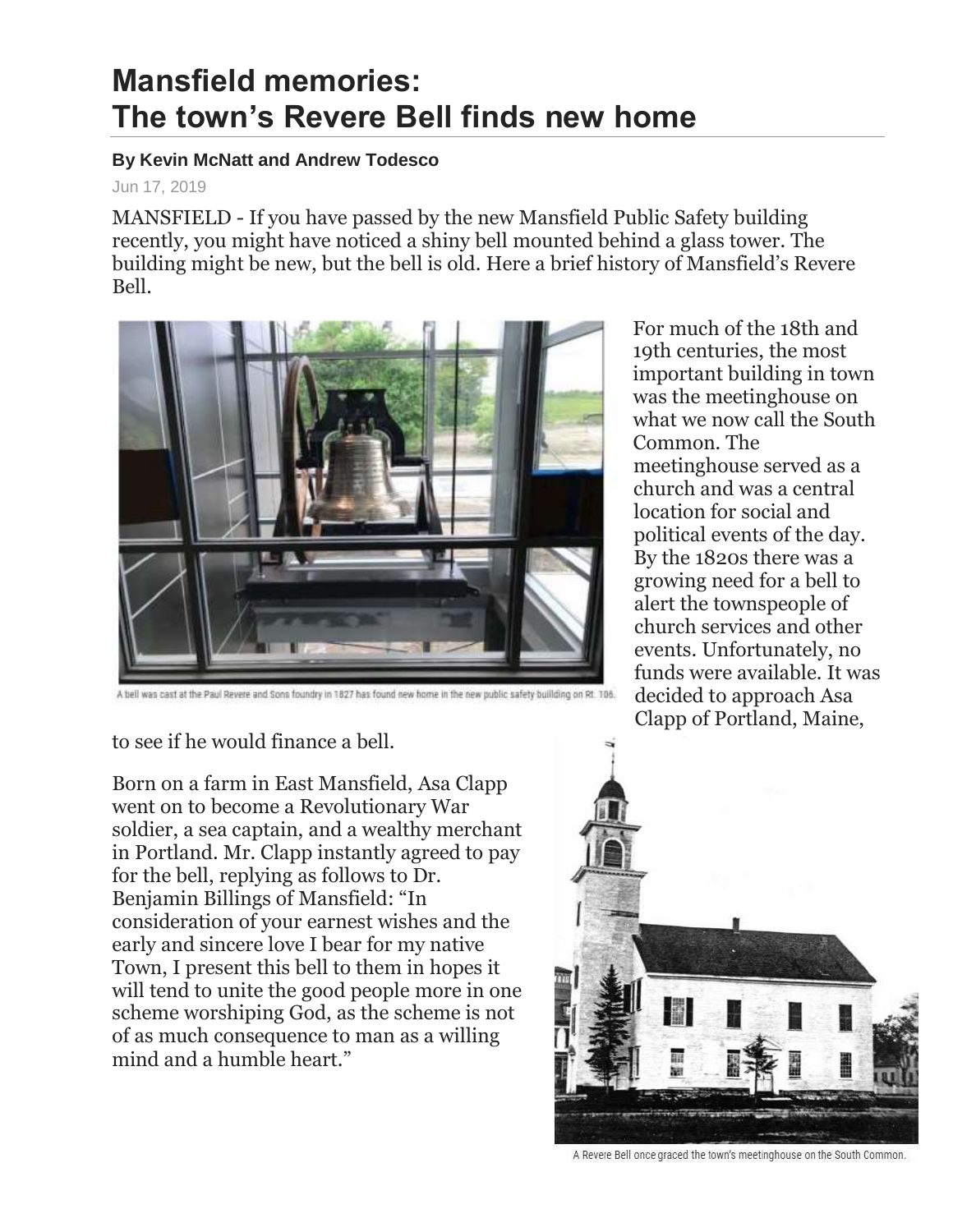# Mansfield memories:
# The town's Revere Bell finds new home

**By Kevin McNatt and Andrew Todesco**

Jun 17, 2019

MANSFIELD - If you have passed by the new Mansfield Public Safety building recently, you might have noticed a shiny bell mounted behind a glass tower. The building might be new, but the bell is old. Here a brief history of Mansfield's Revere Bell.

A bell was cast at the Paul Revere and Sons foundry in 1827 has found new home in the new public safety building on Rt. 106.

For much of the 18th and 19th centuries, the most important building in town was the meetinghouse on what we now call the South Common. The meetinghouse served as a church and was a central location for social and political events of the day. By the 1820s there was a growing need for a bell to alert the townspeople of church services and other events. Unfortunately, no funds were available. It was decided to approach Asa Clapp of Portland, Maine, to see if he would finance a bell.

Born on a farm in East Mansfield, Asa Clapp went on to become a Revolutionary War soldier, a sea captain, and a wealthy merchant in Portland. Mr. Clapp instantly agreed to pay for the bell, replying as follows to Dr. Benjamin Billings of Mansfield: "In consideration of your earnest wishes and the early and sincere love I bear for my native Town, I present this bell to them in hopes it will tend to unite the good people more in one scheme worshiping God, as the scheme is not of as much consequence to man as a willing mind and a humble heart."

A Revere Bell once graced the town's meetinghouse on the South Common.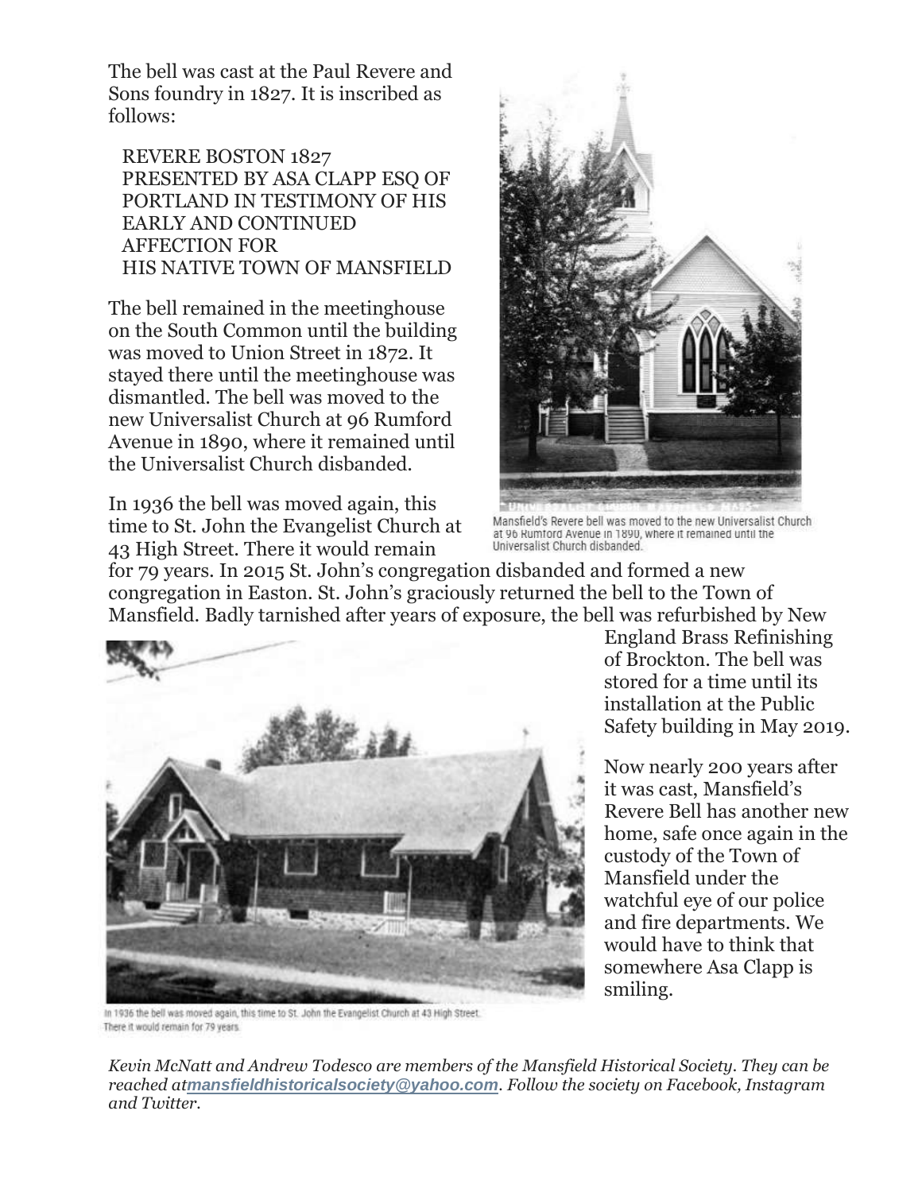The bell was cast at the Paul Revere and Sons foundry in 1827. It is inscribed as follows:

REVERE BOSTON 1827
PRESENTED BY ASA CLAPP ESQ OF PORTLAND IN TESTIMONY OF HIS EARLY AND CONTINUED AFFECTION FOR
HIS NATIVE TOWN OF MANSFIELD

The bell remained in the meetinghouse on the South Common until the building was moved to Union Street in 1872. It stayed there until the meetinghouse was dismantled. The bell was moved to the new Universalist Church at 96 Rumford Avenue in 1890, where it remained until the Universalist Church disbanded.

Mansfield's Revere bell was moved to the new Universalist Church at 96 Rumford Avenue in 1890, where it remained until the Universalist Church disbanded.

In 1936 the bell was moved again, this time to St. John the Evangelist Church at 43 High Street. There it would remain for 79 years. In 2015 St. John's congregation disbanded and formed a new congregation in Easton. St. John's graciously returned the bell to the Town of Mansfield. Badly tarnished after years of exposure, the bell was refurbished by New England Brass Refinishing of Brockton. The bell was stored for a time until its installation at the Public Safety building in May 2019.

In 1936 the bell was moved again, this time to St. John the Evangelist Church at 43 High Street. There it would remain for 79 years.

Now nearly 200 years after it was cast, Mansfield's Revere Bell has another new home, safe once again in the custody of the Town of Mansfield under the watchful eye of our police and fire departments. We would have to think that somewhere Asa Clapp is smiling.

*Kevin McNatt and Andrew Todesco are members of the Mansfield Historical Society. They can be reached at**mansfieldhistoricalsociety@yahoo.com**. Follow the society on Facebook, Instagram and Twitter.*